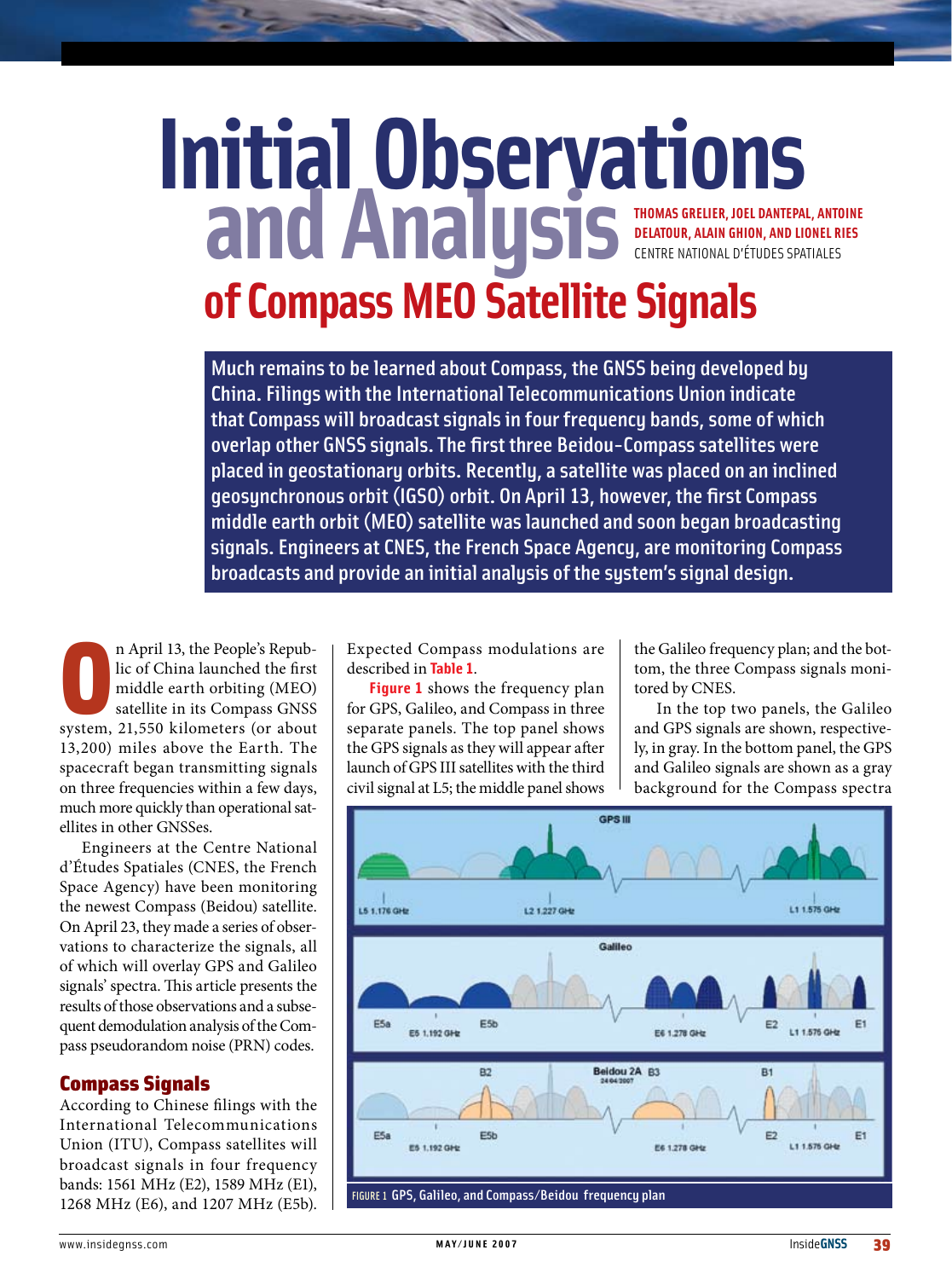# Initial Observations and Analysis of Compass MEO Satellite Signals

**THOMAS GRELIER, JOEL DANTEPAL, ANTOINE DELATOUR, ALAIN GHION, AND LIONEL RIES**
CENTRE NATIONAL D'ÉTUDES SPATIALES

**Much remains to be learned about Compass, the GNSS being developed by China. Filings with the International Telecommunications Union indicate that Compass will broadcast signals in four frequency bands, some of which overlap other GNSS signals. The first three Beidou-Compass satellites were placed in geostationary orbits. Recently, a satellite was placed on an inclined geosynchronous orbit (IGSO) orbit. On April 13, however, the first Compass middle earth orbit (MEO) satellite was launched and soon began broadcasting signals. Engineers at CNES, the French Space Agency, are monitoring Compass broadcasts and provide an initial analysis of the system's signal design.**

On April 13, the People's Republic of China launched the first middle earth orbiting (MEO) satellite in its Compass GNSS system, 21,550 kilometers (or about 13,200) miles above the Earth. The spacecraft began transmitting signals on three frequencies within a few days, much more quickly than operational satellites in other GNSSes.

Engineers at the Centre National d'Études Spatiales (CNES, the French Space Agency) have been monitoring the newest Compass (Beidou) satellite. On April 23, they made a series of observations to characterize the signals, all of which will overlay GPS and Galileo signals' spectra. This article presents the results of those observations and a subsequent demodulation analysis of the Compass pseudorandom noise (PRN) codes.

## Compass Signals

According to Chinese filings with the International Telecommunications Union (ITU), Compass satellites will broadcast signals in four frequency bands: 1561 MHz (E2), 1589 MHz (E1), 1268 MHz (E6), and 1207 MHz (E5b). Expected Compass modulations are described in **Table 1**.

**Figure 1** shows the frequency plan for GPS, Galileo, and Compass in three separate panels. The top panel shows the GPS signals as they will appear after launch of GPS III satellites with the third civil signal at L5; the middle panel shows the Galileo frequency plan; and the bottom, the three Compass signals monitored by CNES.

In the top two panels, the Galileo and GPS signals are shown, respectively, in gray. In the bottom panel, the GPS and Galileo signals are shown as a gray background for the Compass spectra

FIGURE 1 GPS, Galileo, and Compass/Beidou frequency plan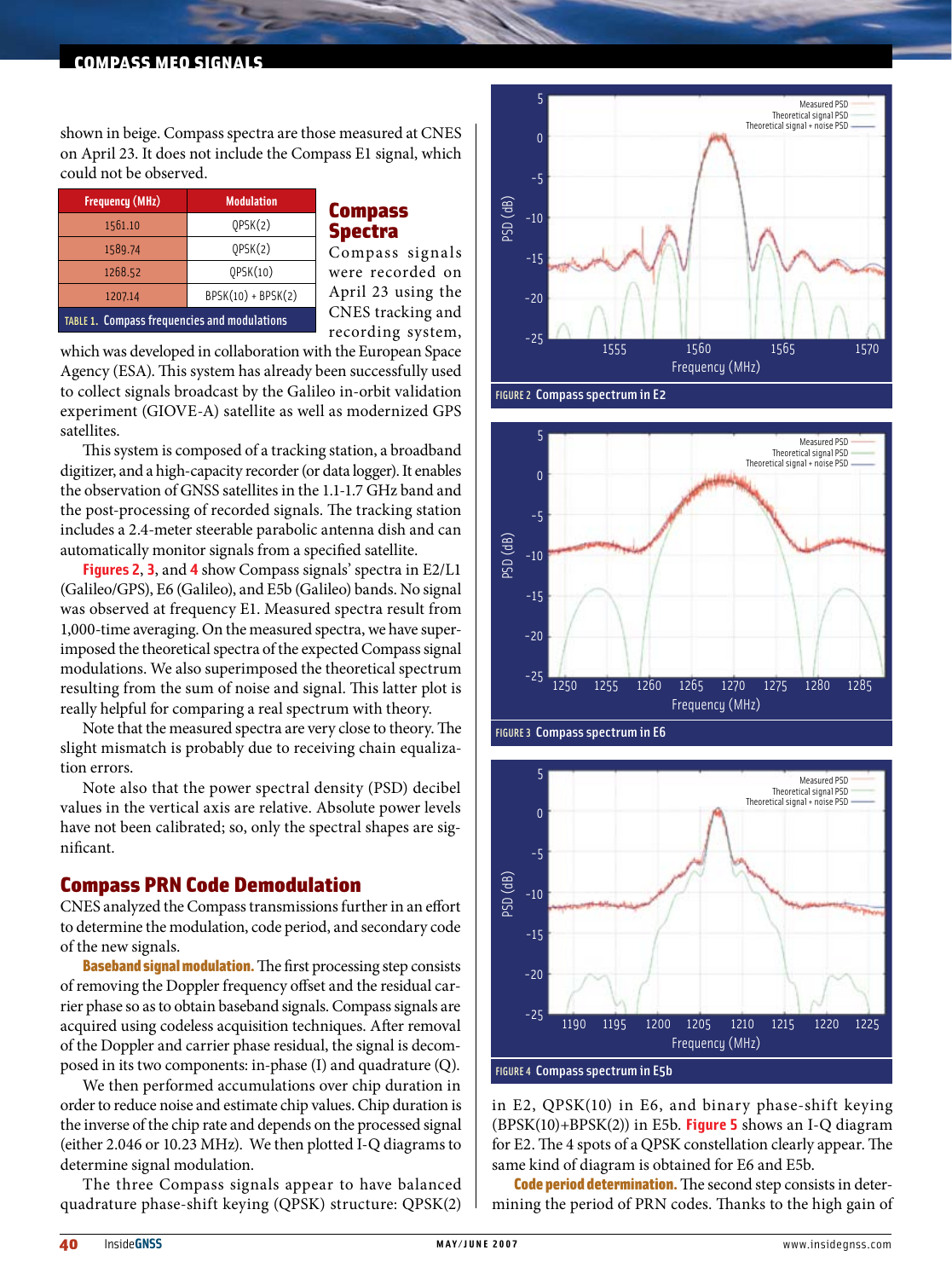shown in beige. Compass spectra are those measured at CNES on April 23. It does not include the Compass E1 signal, which could not be observed.

| Frequency (MHz) | Modulation |
| --- | --- |
| 1561.10 | QPSK(2) |
| 1589.74 | QPSK(2) |
| 1268.52 | QPSK(10) |
| 1207.14 | BPSK(10) + BPSK(2) |

TABLE 1. Compass frequencies and modulations

## Compass Spectra

Compass signals were recorded on April 23 using the CNES tracking and recording system, which was developed in collaboration with the European Space Agency (ESA). This system has already been successfully used to collect signals broadcast by the Galileo in-orbit validation experiment (GIOVE-A) satellite as well as modernized GPS satellites.

This system is composed of a tracking station, a broadband digitizer, and a high-capacity recorder (or data logger). It enables the observation of GNSS satellites in the 1.1-1.7 GHz band and the post-processing of recorded signals. The tracking station includes a 2.4-meter steerable parabolic antenna dish and can automatically monitor signals from a specified satellite.

**Figures 2**, **3**, and **4** show Compass signals' spectra in E2/L1 (Galileo/GPS), E6 (Galileo), and E5b (Galileo) bands. No signal was observed at frequency E1. Measured spectra result from 1,000-time averaging. On the measured spectra, we have superimposed the theoretical spectra of the expected Compass signal modulations. We also superimposed the theoretical spectrum resulting from the sum of noise and signal. This latter plot is really helpful for comparing a real spectrum with theory.

Note that the measured spectra are very close to theory. The slight mismatch is probably due to receiving chain equalization errors.

Note also that the power spectral density (PSD) decibel values in the vertical axis are relative. Absolute power levels have not been calibrated; so, only the spectral shapes are significant.

FIGURE 2 Compass spectrum in E2

FIGURE 3 Compass spectrum in E6

FIGURE 4 Compass spectrum in E5b

## Compass PRN Code Demodulation

CNES analyzed the Compass transmissions further in an effort to determine the modulation, code period, and secondary code of the new signals.

**Baseband signal modulation.** The first processing step consists of removing the Doppler frequency offset and the residual carrier phase so as to obtain baseband signals. Compass signals are acquired using codeless acquisition techniques. After removal of the Doppler and carrier phase residual, the signal is decomposed in its two components: in-phase (I) and quadrature (Q).

We then performed accumulations over chip duration in order to reduce noise and estimate chip values. Chip duration is the inverse of the chip rate and depends on the processed signal (either 2.046 or 10.23 MHz). We then plotted I-Q diagrams to determine signal modulation.

The three Compass signals appear to have balanced quadrature phase-shift keying (QPSK) structure: QPSK(2) in E2, QPSK(10) in E6, and binary phase-shift keying (BPSK(10)+BPSK(2)) in E5b. **Figure 5** shows an I-Q diagram for E2. The 4 spots of a QPSK constellation clearly appear. The same kind of diagram is obtained for E6 and E5b.

**Code period determination.** The second step consists in determining the period of PRN codes. Thanks to the high gain of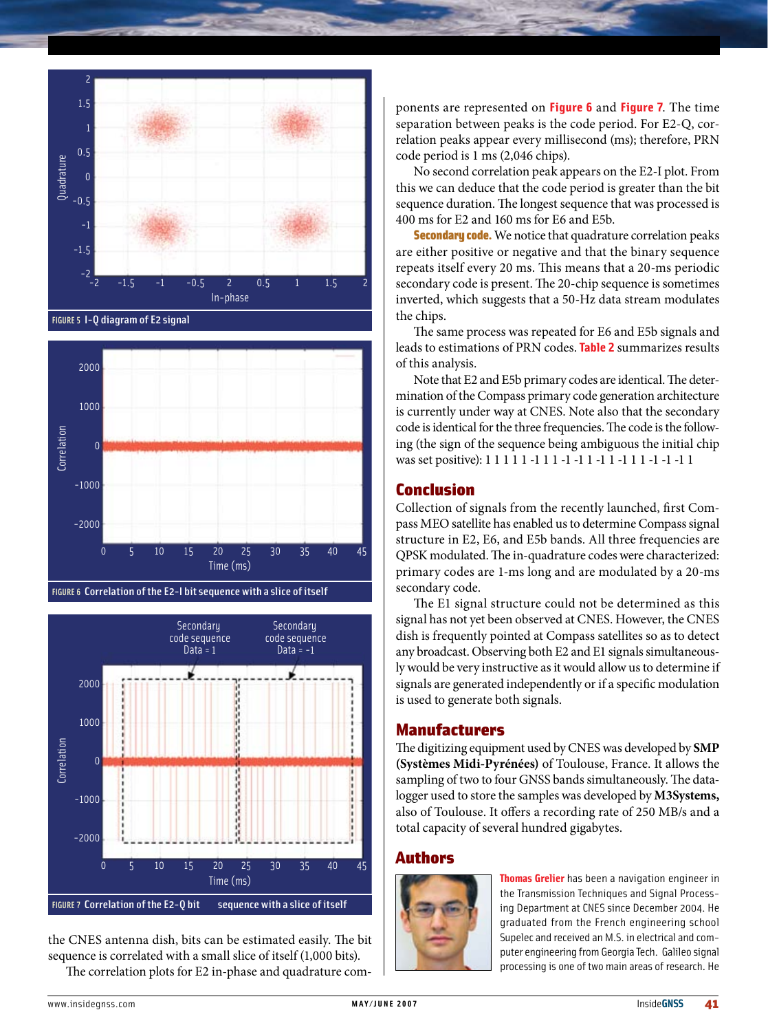FIGURE 5 I–Q diagram of E2 signal

FIGURE 6 Correlation of the E2-I bit sequence with a slice of itself

FIGURE 7 Correlation of the E2-Q bit sequence with a slice of itself

the CNES antenna dish, bits can be estimated easily. The bit sequence is correlated with a small slice of itself (1,000 bits).

The correlation plots for E2 in-phase and quadrature components are represented on Figure 6 and Figure 7. The time separation between peaks is the code period. For E2-Q, correlation peaks appear every millisecond (ms); therefore, PRN code period is 1 ms (2,046 chips).

No second correlation peak appears on the E2-I plot. From this we can deduce that the code period is greater than the bit sequence duration. The longest sequence that was processed is 400 ms for E2 and 160 ms for E6 and E5b.

**Secondary code.** We notice that quadrature correlation peaks are either positive or negative and that the binary sequence repeats itself every 20 ms. This means that a 20-ms periodic secondary code is present. The 20-chip sequence is sometimes inverted, which suggests that a 50-Hz data stream modulates the chips.

The same process was repeated for E6 and E5b signals and leads to estimations of PRN codes. Table 2 summarizes results of this analysis.

Note that E2 and E5b primary codes are identical. The determination of the Compass primary code generation architecture is currently under way at CNES. Note also that the secondary code is identical for the three frequencies. The code is the following (the sign of the sequence being ambiguous the initial chip was set positive): 1 1 1 1 1 -1 1 1 -1 -1 1 -1 1 -1 1 1 -1 -1 -1 1

## Conclusion

Collection of signals from the recently launched, first Compass MEO satellite has enabled us to determine Compass signal structure in E2, E6, and E5b bands. All three frequencies are QPSK modulated. The in-quadrature codes were characterized: primary codes are 1-ms long and are modulated by a 20-ms secondary code.

The E1 signal structure could not be determined as this signal has not yet been observed at CNES. However, the CNES dish is frequently pointed at Compass satellites so as to detect any broadcast. Observing both E2 and E1 signals simultaneously would be very instructive as it would allow us to determine if signals are generated independently or if a specific modulation is used to generate both signals.

## Manufacturers

The digitizing equipment used by CNES was developed by **SMP (Systèmes Midi-Pyrénées)** of Toulouse, France. It allows the sampling of two to four GNSS bands simultaneously. The datalogger used to store the samples was developed by **M3Systems,** also of Toulouse. It offers a recording rate of 250 MB/s and a total capacity of several hundred gigabytes.

## Authors

**Thomas Grelier** has been a navigation engineer in the Transmission Techniques and Signal Processing Department at CNES since December 2004. He graduated from the French engineering school Supelec and received an M.S. in electrical and computer engineering from Georgia Tech. Galileo signal processing is one of two main areas of research. He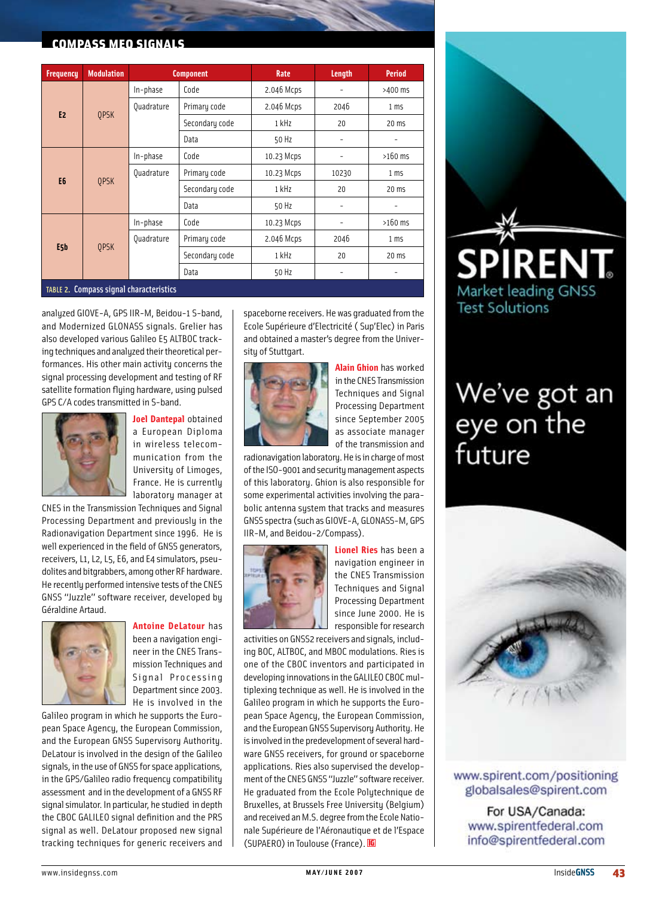## COMPASS MEO SIGNALS

| Frequency | Modulation | Component | | Rate | Length | Period |
|---|---|---|---|---|---|---|
| E2 | QPSK | In-phase | Code | 2.046 Mcps | - | >400 ms |
| | | Quadrature | Primary code | 2.046 Mcps | 2046 | 1 ms |
| | | | Secondary code | 1 kHz | 20 | 20 ms |
| | | | Data | 50 Hz | - | - |
| E6 | QPSK | In-phase | Code | 10.23 Mcps | - | >160 ms |
| | | Quadrature | Primary code | 10.23 Mcps | 10230 | 1 ms |
| | | | Secondary code | 1 kHz | 20 | 20 ms |
| | | | Data | 50 Hz | - | - |
| E5b | QPSK | In-phase | Code | 10.23 Mcps | - | >160 ms |
| | | Quadrature | Primary code | 2.046 Mcps | 2046 | 1 ms |
| | | | Secondary code | 1 kHz | 20 | 20 ms |
| | | | Data | 50 Hz | - | - |

TABLE 2. Compass signal characteristics

analyzed GIOVE-A, GPS IIR-M, Beidou-1 S-band, and Modernized GLONASS signals. Grelier has also developed various Galileo E5 ALTBOC tracking techniques and analyzed their theoretical performances. His other main activity concerns the signal processing development and testing of RF satellite formation flying hardware, using pulsed GPS C/A codes transmitted in S-band.

**Joel Dantepal** obtained a European Diploma in wireless telecommunication from the University of Limoges, France. He is currently laboratory manager at CNES in the Transmission Techniques and Signal Processing Department and previously in the Radionavigation Department since 1996. He is well experienced in the field of GNSS generators, receivers, L1, L2, L5, E6, and E4 simulators, pseudolites and bitgrabbers, among other RF hardware. He recently performed intensive tests of the CNES GNSS "Juzzle" software receiver, developed by Géraldine Artaud.

**Antoine DeLatour** has been a navigation engineer in the CNES Transmission Techniques and Signal Processing Department since 2003. He is involved in the Galileo program in which he supports the European Space Agency, the European Commission, and the European GNSS Supervisory Authority. DeLatour is involved in the design of the Galileo signals, in the use of GNSS for space applications, in the GPS/Galileo radio frequency compatibility assessment and in the development of a GNSS RF signal simulator. In particular, he studied in depth the CBOC GALILEO signal definition and the PRS signal as well. DeLatour proposed new signal tracking techniques for generic receivers and spaceborne receivers. He was graduated from the Ecole Supérieure d'Electricité ( Sup'Elec) in Paris and obtained a master's degree from the University of Stuttgart.

**Alain Ghion** has worked in the CNES Transmission Techniques and Signal Processing Department since September 2005 as associate manager of the transmission and radionavigation laboratory. He is in charge of most of the ISO-9001 and security management aspects of this laboratory. Ghion is also responsible for some experimental activities involving the parabolic antenna system that tracks and measures GNSS spectra (such as GIOVE-A, GLONASS-M, GPS IIR-M, and Beidou-2/Compass).

**Lionel Ries** has been a navigation engineer in the CNES Transmission Techniques and Signal Processing Department since June 2000. He is responsible for research activities on GNSS2 receivers and signals, including BOC, ALTBOC, and MBOC modulations. Ries is one of the CBOC inventors and participated in developing innovations in the GALILEO CBOC multiplexing technique as well. He is involved in the Galileo program in which he supports the European Space Agency, the European Commission, and the European GNSS Supervisory Authority. He is involved in the predevelopment of several hardware GNSS receivers, for ground or spaceborne applications. Ries also supervised the development of the CNES GNSS "Juzzle" software receiver. He graduated from the Ecole Polytechnique de Bruxelles, at Brussels Free University (Belgium) and received an M.S. degree from the Ecole Nationale Supérieure de l'Aéronautique et de l'Espace (SUPAERO) in Toulouse (France).

SPIRENT
Market leading GNSS Test Solutions

We've got an eye on the future

www.spirent.com/positioning
globalsales@spirent.com

For USA/Canada:
www.spirentfederal.com
info@spirentfederal.com